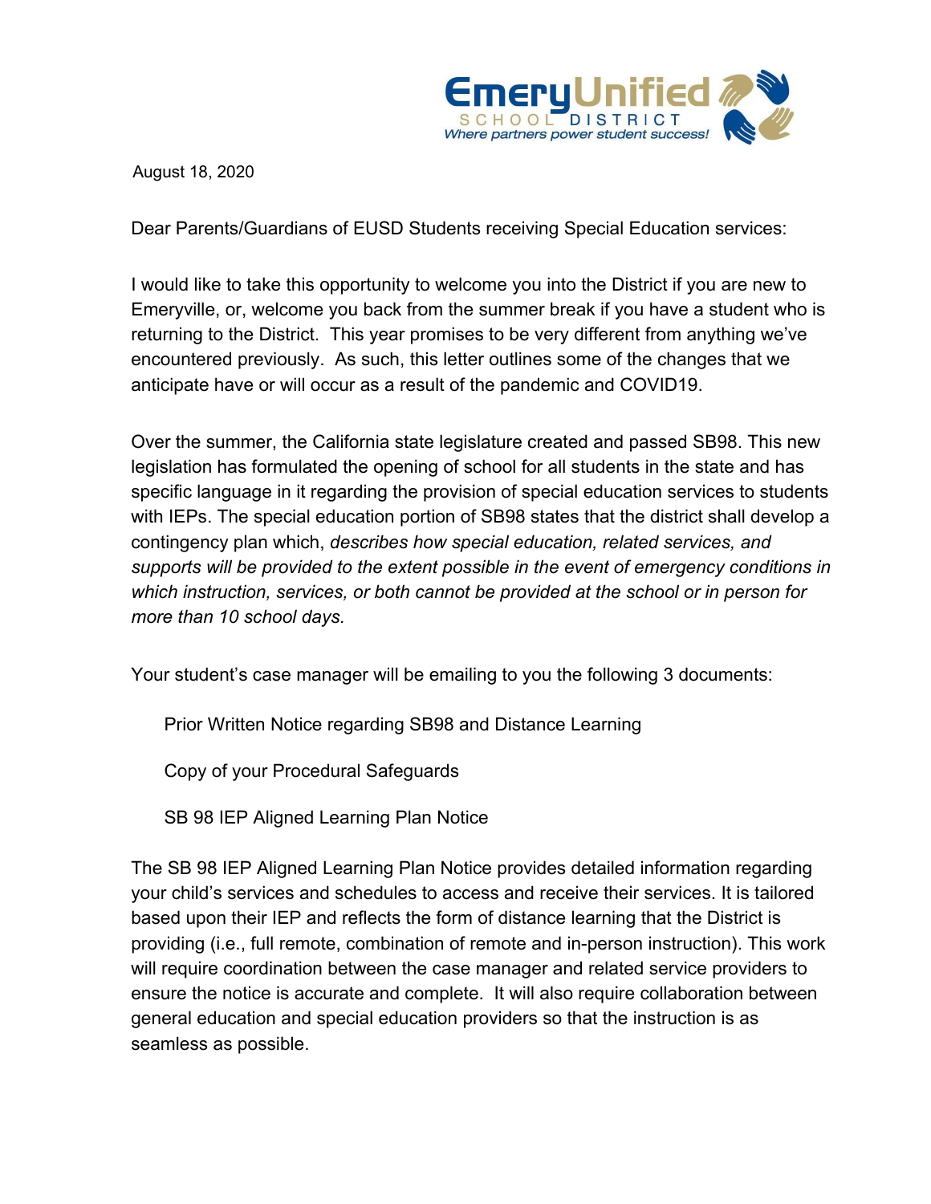Emery Unified
SCHOOL DISTRICT
Where partners power student success!

August 18, 2020

Dear Parents/Guardians of EUSD Students receiving Special Education services:

I would like to take this opportunity to welcome you into the District if you are new to Emeryville, or, welcome you back from the summer break if you have a student who is returning to the District. This year promises to be very different from anything we've encountered previously. As such, this letter outlines some of the changes that we anticipate have or will occur as a result of the pandemic and COVID19.

Over the summer, the California state legislature created and passed SB98. This new legislation has formulated the opening of school for all students in the state and has specific language in it regarding the provision of special education services to students with IEPs. The special education portion of SB98 states that the district shall develop a contingency plan which, *describes how special education, related services, and supports will be provided to the extent possible in the event of emergency conditions in which instruction, services, or both cannot be provided at the school or in person for more than 10 school days.*

Your student's case manager will be emailing to you the following 3 documents:

Prior Written Notice regarding SB98 and Distance Learning

Copy of your Procedural Safeguards

SB 98 IEP Aligned Learning Plan Notice

The SB 98 IEP Aligned Learning Plan Notice provides detailed information regarding your child's services and schedules to access and receive their services. It is tailored based upon their IEP and reflects the form of distance learning that the District is providing (i.e., full remote, combination of remote and in-person instruction). This work will require coordination between the case manager and related service providers to ensure the notice is accurate and complete. It will also require collaboration between general education and special education providers so that the instruction is as seamless as possible.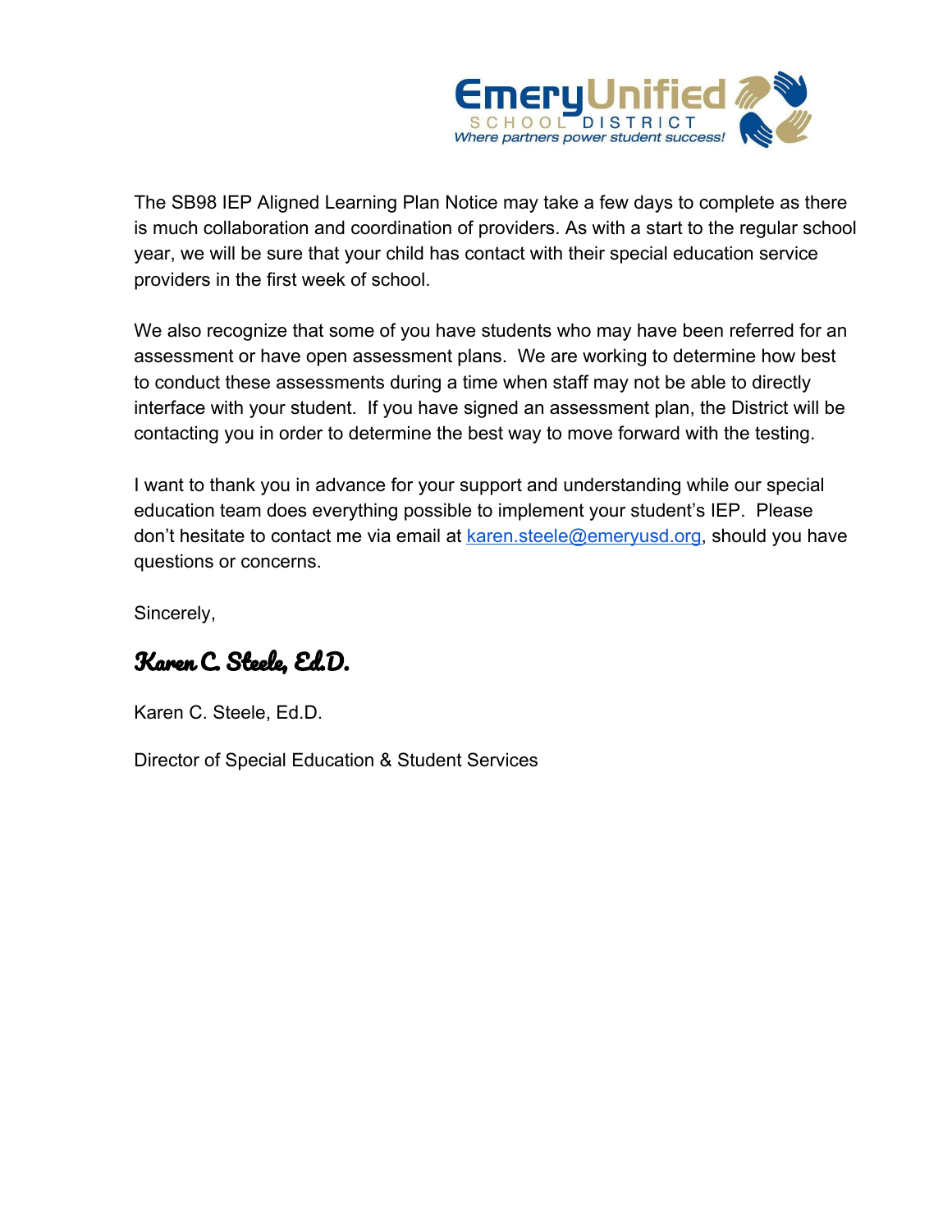The SB98 IEP Aligned Learning Plan Notice may take a few days to complete as there is much collaboration and coordination of providers. As with a start to the regular school year, we will be sure that your child has contact with their special education service providers in the first week of school.

We also recognize that some of you have students who may have been referred for an assessment or have open assessment plans. We are working to determine how best to conduct these assessments during a time when staff may not be able to directly interface with your student. If you have signed an assessment plan, the District will be contacting you in order to determine the best way to move forward with the testing.

I want to thank you in advance for your support and understanding while our special education team does everything possible to implement your student's IEP. Please don't hesitate to contact me via email at karen.steele@emeryusd.org, should you have questions or concerns.

Sincerely,

*Karen C. Steele, Ed.D.*

Karen C. Steele, Ed.D.

Director of Special Education & Student Services